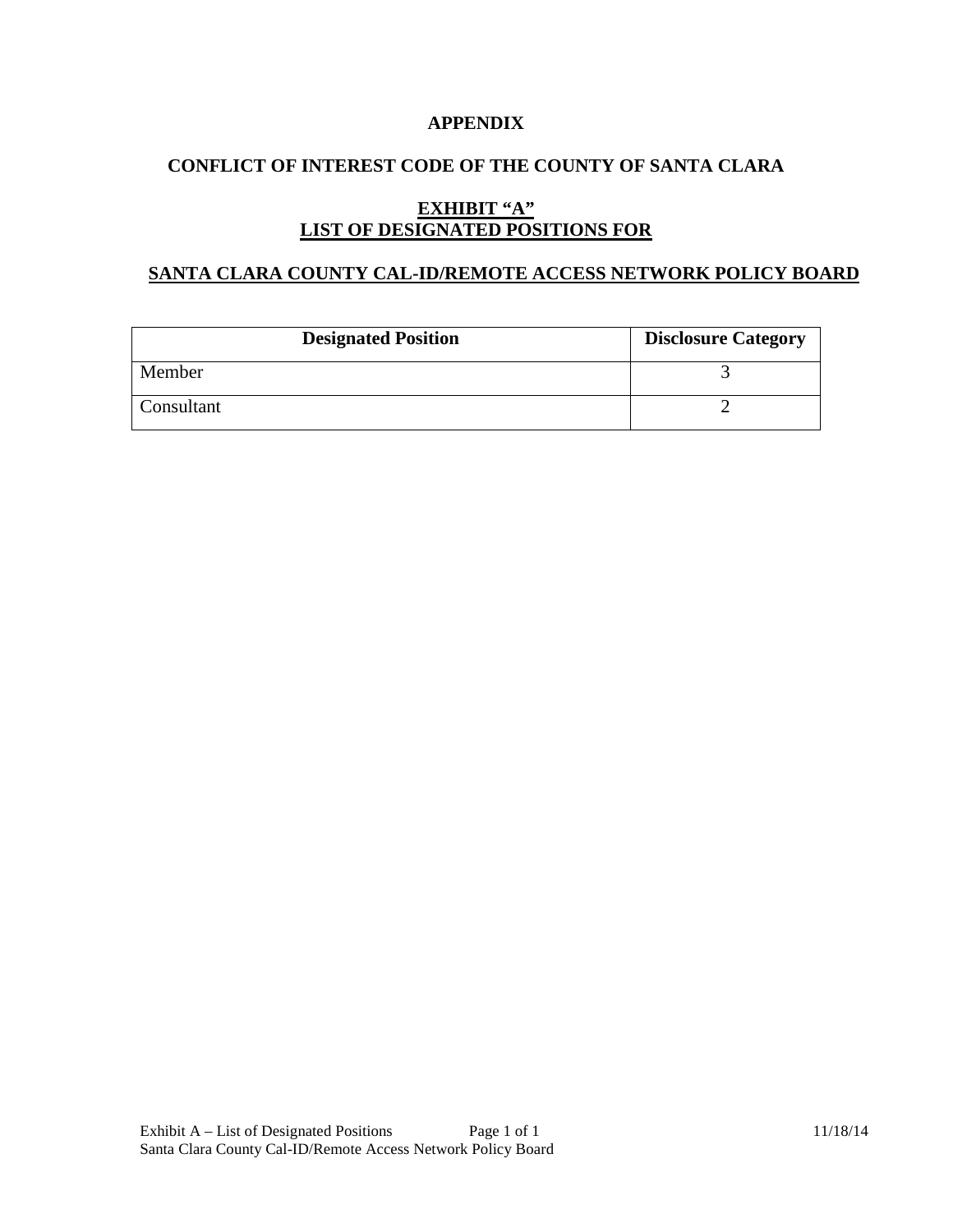# APPENDIX

## CONFLICT OF INTEREST CODE OF THE COUNTY OF SANTA CLARA

### EXHIBIT "A"
### LIST OF DESIGNATED POSITIONS FOR

### SANTA CLARA COUNTY CAL-ID/REMOTE ACCESS NETWORK POLICY BOARD

| Designated Position | Disclosure Category |
|---|---|
| Member | 3 |
| Consultant | 2 |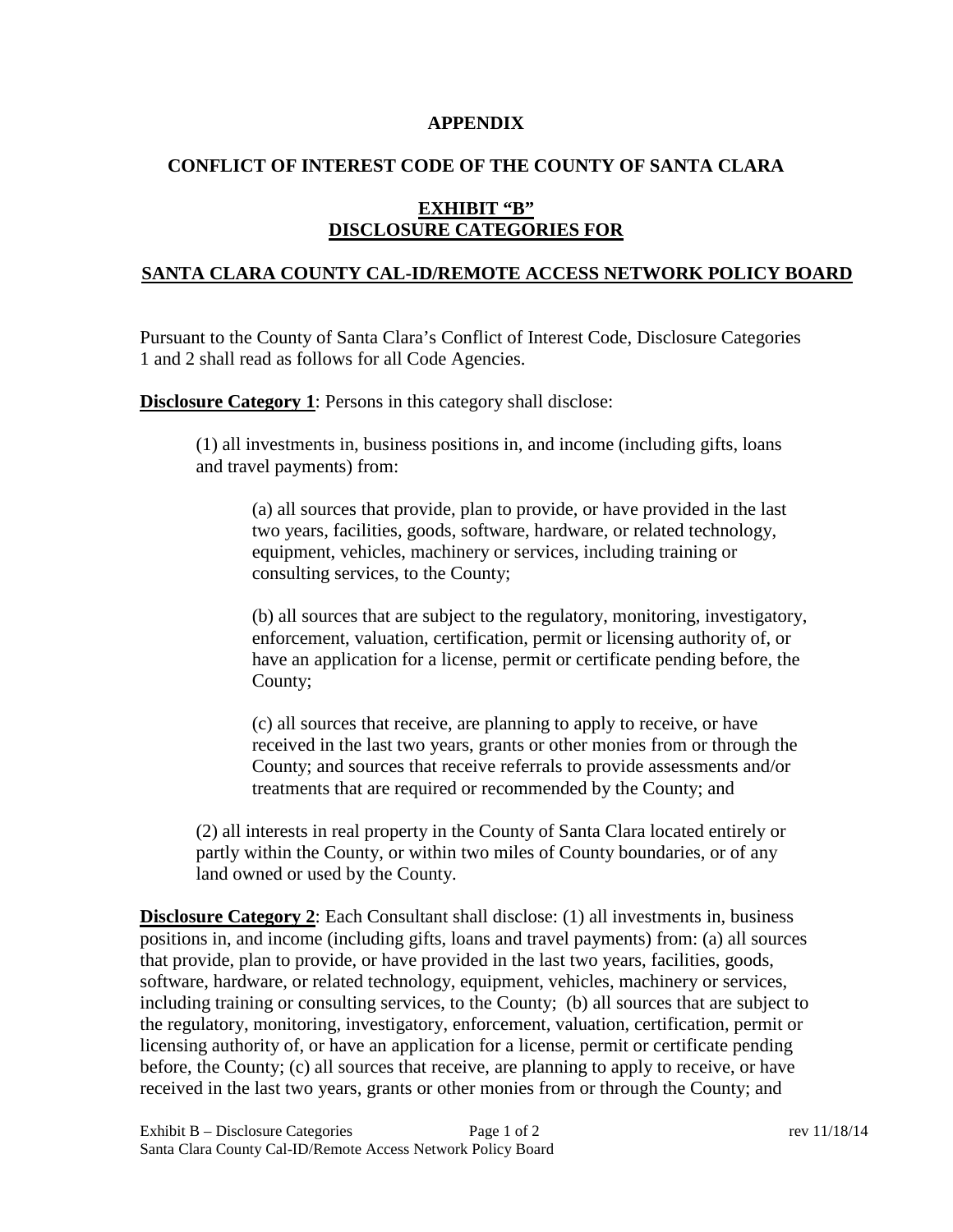**APPENDIX**

**CONFLICT OF INTEREST CODE OF THE COUNTY OF SANTA CLARA**

**EXHIBIT "B"**
**DISCLOSURE CATEGORIES FOR**

**SANTA CLARA COUNTY CAL-ID/REMOTE ACCESS NETWORK POLICY BOARD**

Pursuant to the County of Santa Clara's Conflict of Interest Code, Disclosure Categories 1 and 2 shall read as follows for all Code Agencies.

**Disclosure Category 1**: Persons in this category shall disclose:

(1) all investments in, business positions in, and income (including gifts, loans and travel payments) from:

(a) all sources that provide, plan to provide, or have provided in the last two years, facilities, goods, software, hardware, or related technology, equipment, vehicles, machinery or services, including training or consulting services, to the County;

(b) all sources that are subject to the regulatory, monitoring, investigatory, enforcement, valuation, certification, permit or licensing authority of, or have an application for a license, permit or certificate pending before, the County;

(c) all sources that receive, are planning to apply to receive, or have received in the last two years, grants or other monies from or through the County; and sources that receive referrals to provide assessments and/or treatments that are required or recommended by the County; and

(2) all interests in real property in the County of Santa Clara located entirely or partly within the County, or within two miles of County boundaries, or of any land owned or used by the County.

**Disclosure Category 2**: Each Consultant shall disclose: (1) all investments in, business positions in, and income (including gifts, loans and travel payments) from: (a) all sources that provide, plan to provide, or have provided in the last two years, facilities, goods, software, hardware, or related technology, equipment, vehicles, machinery or services, including training or consulting services, to the County; (b) all sources that are subject to the regulatory, monitoring, investigatory, enforcement, valuation, certification, permit or licensing authority of, or have an application for a license, permit or certificate pending before, the County; (c) all sources that receive, are planning to apply to receive, or have received in the last two years, grants or other monies from or through the County; and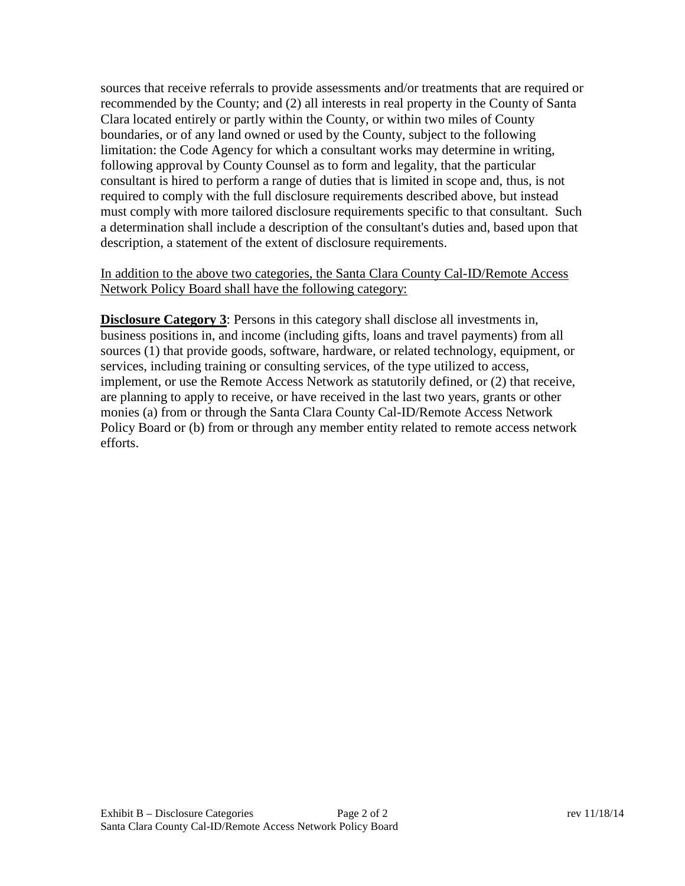sources that receive referrals to provide assessments and/or treatments that are required or recommended by the County; and (2) all interests in real property in the County of Santa Clara located entirely or partly within the County, or within two miles of County boundaries, or of any land owned or used by the County, subject to the following limitation: the Code Agency for which a consultant works may determine in writing, following approval by County Counsel as to form and legality, that the particular consultant is hired to perform a range of duties that is limited in scope and, thus, is not required to comply with the full disclosure requirements described above, but instead must comply with more tailored disclosure requirements specific to that consultant. Such a determination shall include a description of the consultant's duties and, based upon that description, a statement of the extent of disclosure requirements.

<u>In addition to the above two categories, the Santa Clara County Cal-ID/Remote Access Network Policy Board shall have the following category:</u>

**<u>Disclosure Category 3</u>**: Persons in this category shall disclose all investments in, business positions in, and income (including gifts, loans and travel payments) from all sources (1) that provide goods, software, hardware, or related technology, equipment, or services, including training or consulting services, of the type utilized to access, implement, or use the Remote Access Network as statutorily defined, or (2) that receive, are planning to apply to receive, or have received in the last two years, grants or other monies (a) from or through the Santa Clara County Cal-ID/Remote Access Network Policy Board or (b) from or through any member entity related to remote access network efforts.